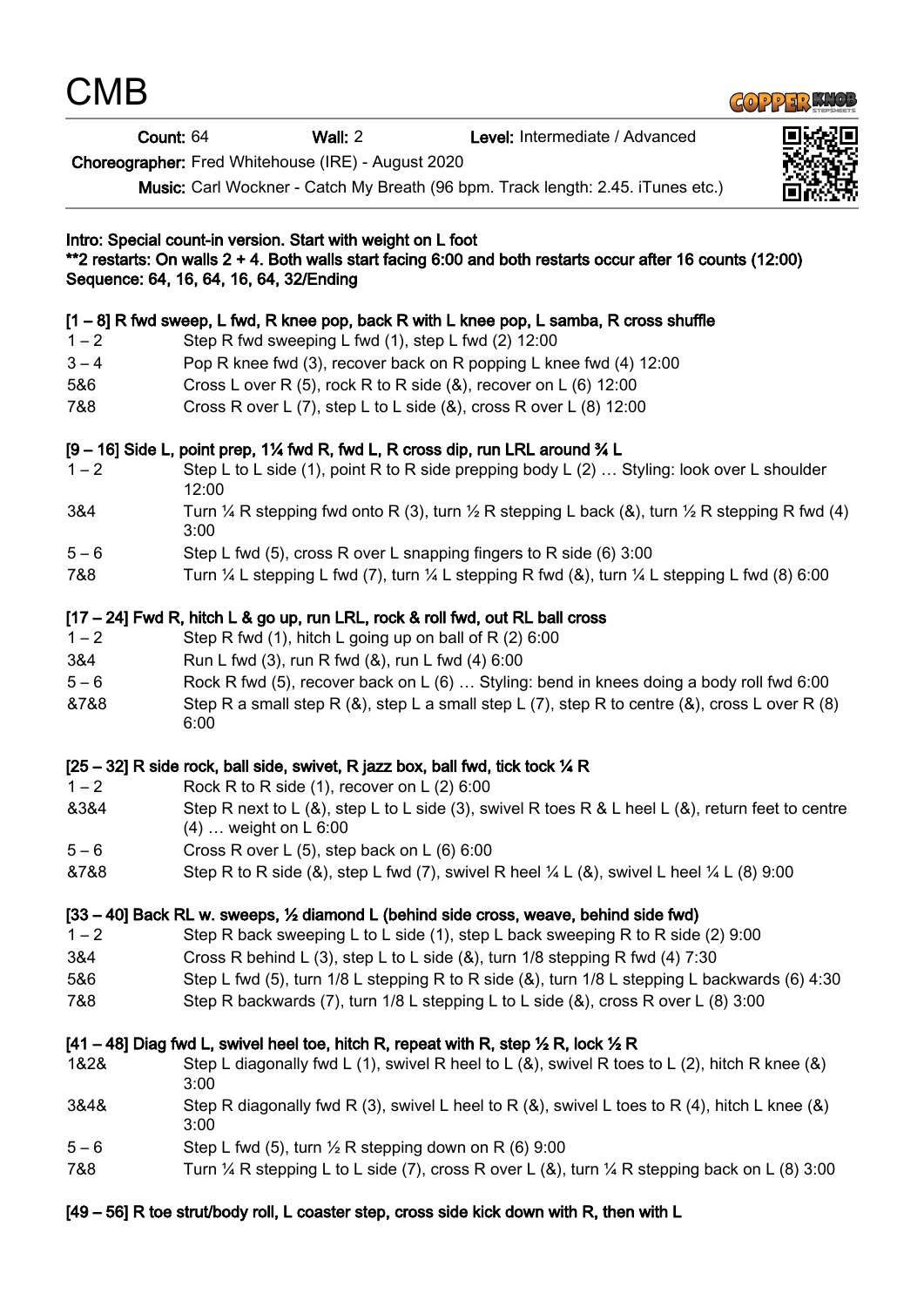# CMB

**Count:** 64 **Wall:** 2 **Level:** Intermediate / Advanced

**Choreographer:** Fred Whitehouse (IRE) - August 2020

**Music:** Carl Wockner - Catch My Breath (96 bpm. Track length: 2.45. iTunes etc.)

**Intro: Special count-in version. Start with weight on L foot**
**\*\*2 restarts: On walls 2 + 4. Both walls start facing 6:00 and both restarts occur after 16 counts (12:00)**
**Sequence: 64, 16, 64, 16, 64, 32/Ending**

**[1 – 8] R fwd sweep, L fwd, R knee pop, back R with L knee pop, L samba, R cross shuffle**

| | |
|---|---|
| 1 – 2 | Step R fwd sweeping L fwd (1), step L fwd (2) 12:00 |
| 3 – 4 | Pop R knee fwd (3), recover back on R popping L knee fwd (4) 12:00 |
| 5&6 | Cross L over R (5), rock R to R side (&), recover on L (6) 12:00 |
| 7&8 | Cross R over L (7), step L to L side (&), cross R over L (8) 12:00 |

**[9 – 16] Side L, point prep, 1¼ fwd R, fwd L, R cross dip, run LRL around ¾ L**

| | |
|---|---|
| 1 – 2 | Step L to L side (1), point R to R side prepping body L (2) … Styling: look over L shoulder 12:00 |
| 3&4 | Turn ¼ R stepping fwd onto R (3), turn ½ R stepping L back (&), turn ½ R stepping R fwd (4) 3:00 |
| 5 – 6 | Step L fwd (5), cross R over L snapping fingers to R side (6) 3:00 |
| 7&8 | Turn ¼ L stepping L fwd (7), turn ¼ L stepping R fwd (&), turn ¼ L stepping L fwd (8) 6:00 |

**[17 – 24] Fwd R, hitch L & go up, run LRL, rock & roll fwd, out RL ball cross**

| | |
|---|---|
| 1 – 2 | Step R fwd (1), hitch L going up on ball of R (2) 6:00 |
| 3&4 | Run L fwd (3), run R fwd (&), run L fwd (4) 6:00 |
| 5 – 6 | Rock R fwd (5), recover back on L (6) … Styling: bend in knees doing a body roll fwd 6:00 |
| &7&8 | Step R a small step R (&), step L a small step L (7), step R to centre (&), cross L over R (8) 6:00 |

**[25 – 32] R side rock, ball side, swivet, R jazz box, ball fwd, tick tock ¼ R**

| | |
|---|---|
| 1 – 2 | Rock R to R side (1), recover on L (2) 6:00 |
| &3&4 | Step R next to L (&), step L to L side (3), swivel R toes R & L heel L (&), return feet to centre (4) … weight on L 6:00 |
| 5 – 6 | Cross R over L (5), step back on L (6) 6:00 |
| &7&8 | Step R to R side (&), step L fwd (7), swivel R heel ¼ L (&), swivel L heel ¼ L (8) 9:00 |

**[33 – 40] Back RL w. sweeps, ½ diamond L (behind side cross, weave, behind side fwd)**

| | |
|---|---|
| 1 – 2 | Step R back sweeping L to L side (1), step L back sweeping R to R side (2) 9:00 |
| 3&4 | Cross R behind L (3), step L to L side (&), turn 1/8 stepping R fwd (4) 7:30 |
| 5&6 | Step L fwd (5), turn 1/8 L stepping R to R side (&), turn 1/8 L stepping L backwards (6) 4:30 |
| 7&8 | Step R backwards (7), turn 1/8 L stepping L to L side (&), cross R over L (8) 3:00 |

**[41 – 48] Diag fwd L, swivel heel toe, hitch R, repeat with R, step ½ R, lock ½ R**

| | |
|---|---|
| 1&2& | Step L diagonally fwd L (1), swivel R heel to L (&), swivel R toes to L (2), hitch R knee (&) 3:00 |
| 3&4& | Step R diagonally fwd R (3), swivel L heel to R (&), swivel L toes to R (4), hitch L knee (&) 3:00 |
| 5 – 6 | Step L fwd (5), turn ½ R stepping down on R (6) 9:00 |
| 7&8 | Turn ¼ R stepping L to L side (7), cross R over L (&), turn ¼ R stepping back on L (8) 3:00 |

**[49 – 56] R toe strut/body roll, L coaster step, cross side kick down with R, then with L**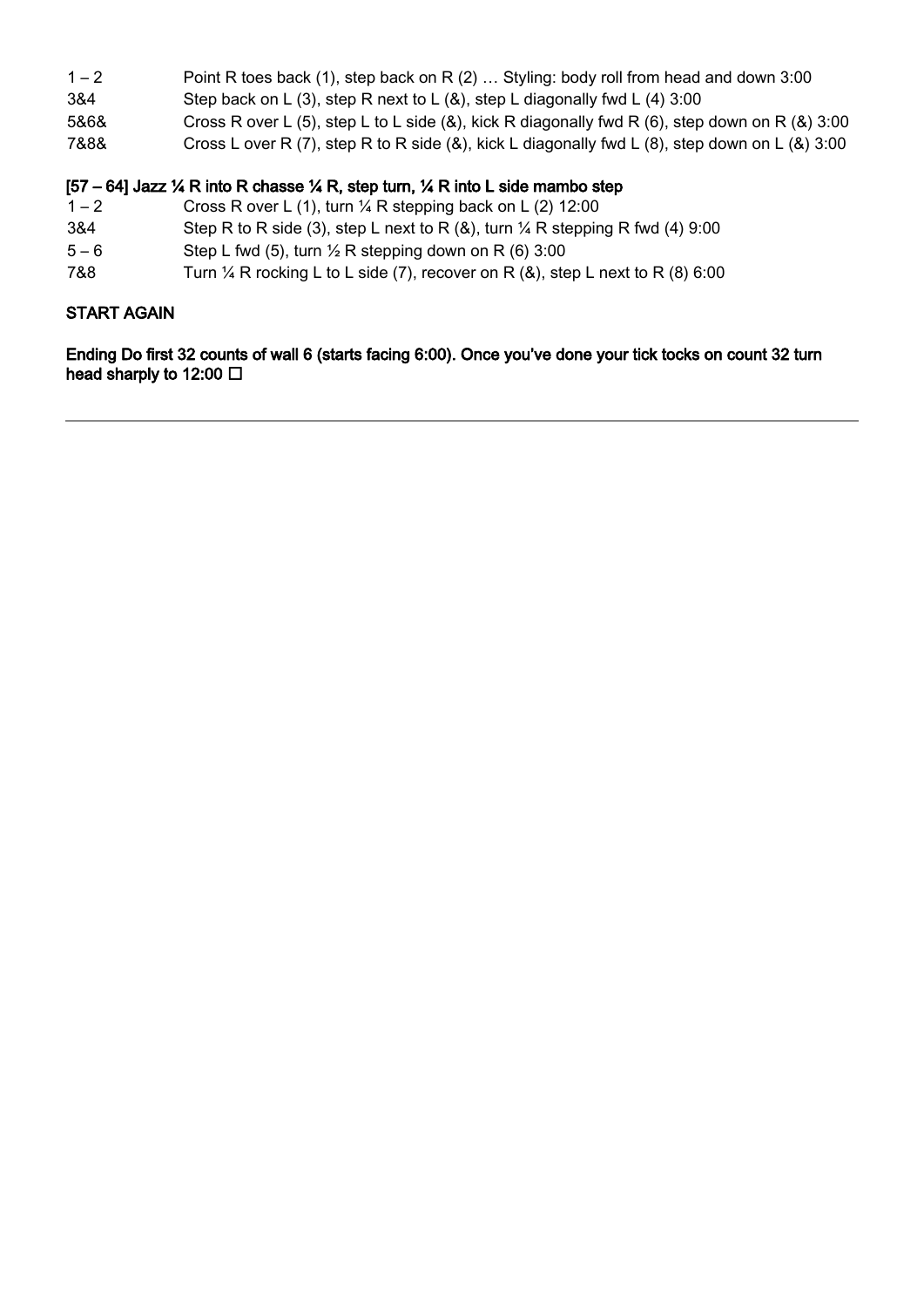| | |
|---|---|
| 1 – 2 | Point R toes back (1), step back on R (2) … Styling: body roll from head and down 3:00 |
| 3&4 | Step back on L (3), step R next to L (&), step L diagonally fwd L (4) 3:00 |
| 5&6& | Cross R over L (5), step L to L side (&), kick R diagonally fwd R (6), step down on R (&) 3:00 |
| 7&8& | Cross L over R (7), step R to R side (&), kick L diagonally fwd L (8), step down on L (&) 3:00 |

**[57 – 64] Jazz ¼ R into R chasse ¼ R, step turn, ¼ R into L side mambo step**

| | |
|---|---|
| 1 – 2 | Cross R over L (1), turn ¼ R stepping back on L (2) 12:00 |
| 3&4 | Step R to R side (3), step L next to R (&), turn ¼ R stepping R fwd (4) 9:00 |
| 5 – 6 | Step L fwd (5), turn ½ R stepping down on R (6) 3:00 |
| 7&8 | Turn ¼ R rocking L to L side (7), recover on R (&), step L next to R (8) 6:00 |

**START AGAIN**

**Ending Do first 32 counts of wall 6 (starts facing 6:00). Once you've done your tick tocks on count 32 turn head sharply to 12:00 ☐**